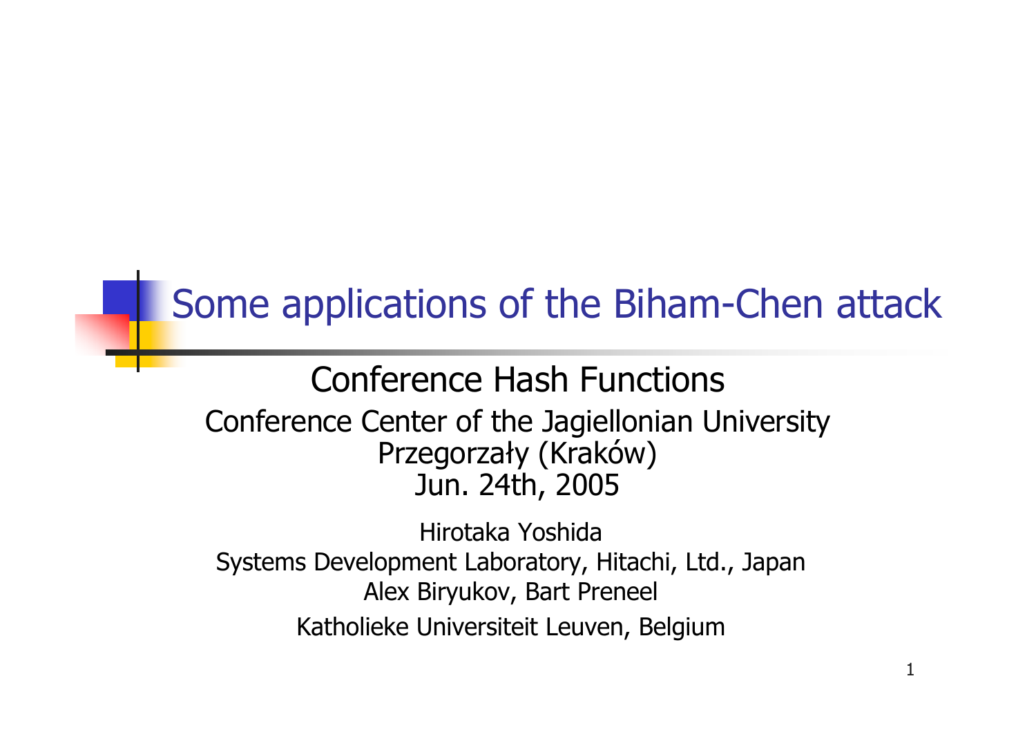# Some applications of the Biham-Chen attack

Conference Hash Functions

Conference Center of the Jagiellonian University
Przegorzały (Kraków)
Jun. 24th, 2005

Hirotaka Yoshida
Systems Development Laboratory, Hitachi, Ltd., Japan
Alex Biryukov, Bart Preneel
Katholieke Universiteit Leuven, Belgium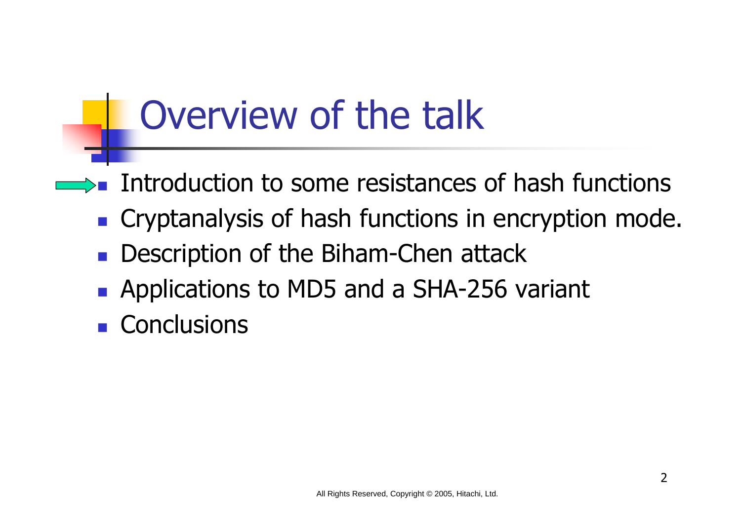# Overview of the talk

- Introduction to some resistances of hash functions
- Cryptanalysis of hash functions in encryption mode.
- Description of the Biham-Chen attack
- Applications to MD5 and a SHA-256 variant
- Conclusions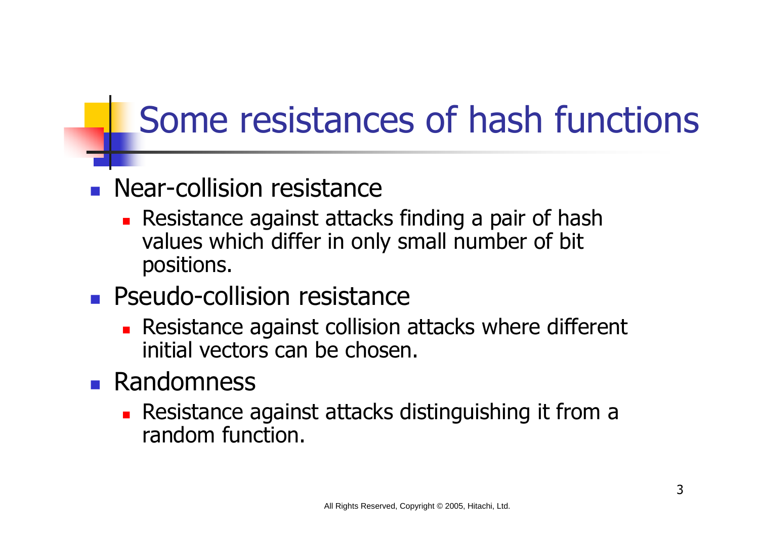# Some resistances of hash functions

- Near-collision resistance
  - Resistance against attacks finding a pair of hash values which differ in only small number of bit positions.
- Pseudo-collision resistance
  - Resistance against collision attacks where different initial vectors can be chosen.
- Randomness
  - Resistance against attacks distinguishing it from a random function.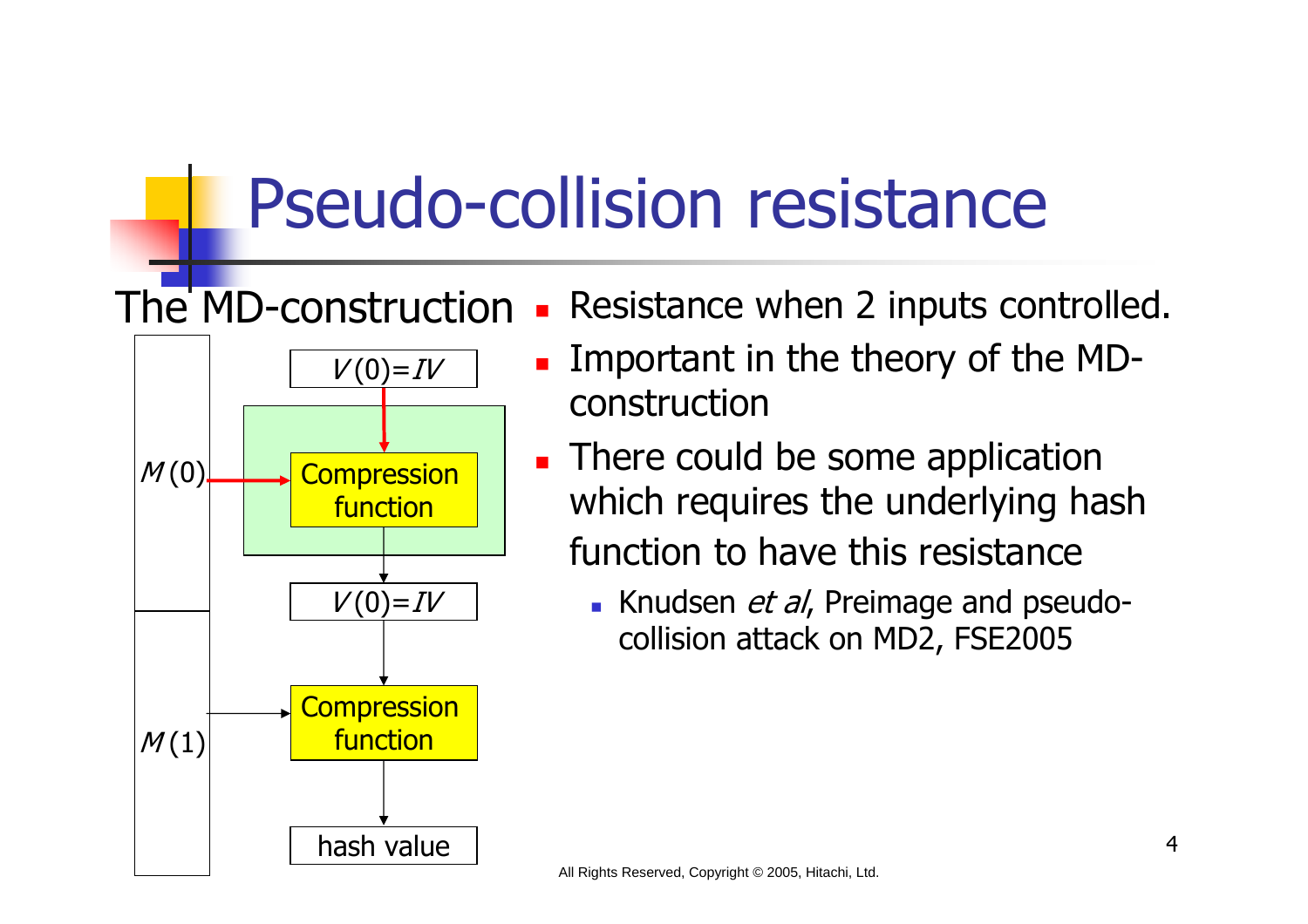# Pseudo-collision resistance

The MD-construction

$V(0)=IV$

$M(0)$ → Compression function

$V(0)=IV$

$M(1)$ → Compression function

hash value

- Resistance when 2 inputs controlled.
- Important in the theory of the MD-construction
- There could be some application which requires the underlying hash function to have this resistance
  - Knudsen *et al*, Preimage and pseudo-collision attack on MD2, FSE2005

All Rights Reserved, Copyright © 2005, Hitachi, Ltd.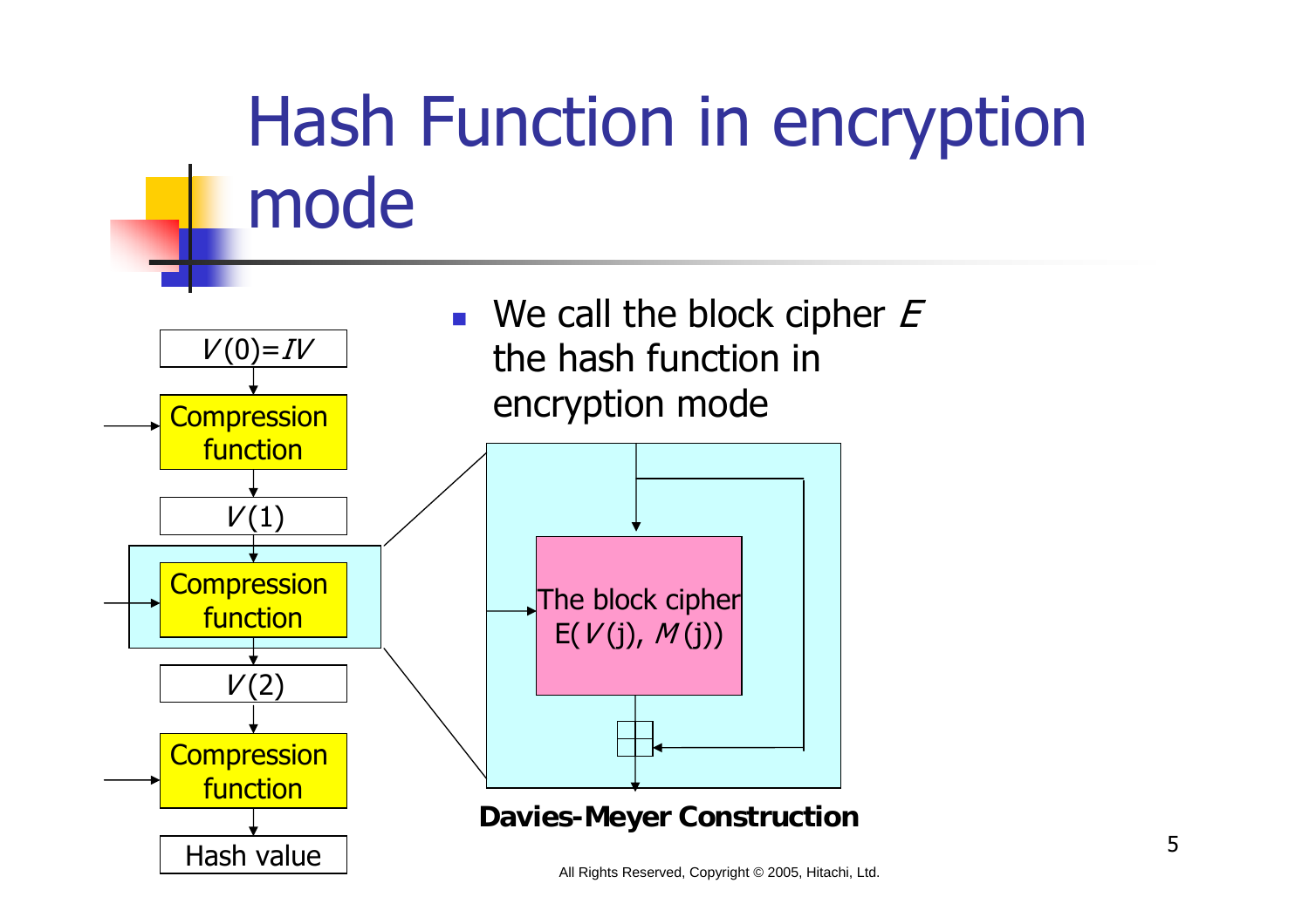# Hash Function in encryption mode

- We call the block cipher $E$ the hash function in encryption mode

$V(0)=IV$

Compression function

$V(1)$

Compression function

$V(2)$

Compression function

Hash value

The block cipher $E(V(j), M(j))$

**Davies-Meyer Construction**

All Rights Reserved, Copyright © 2005, Hitachi, Ltd.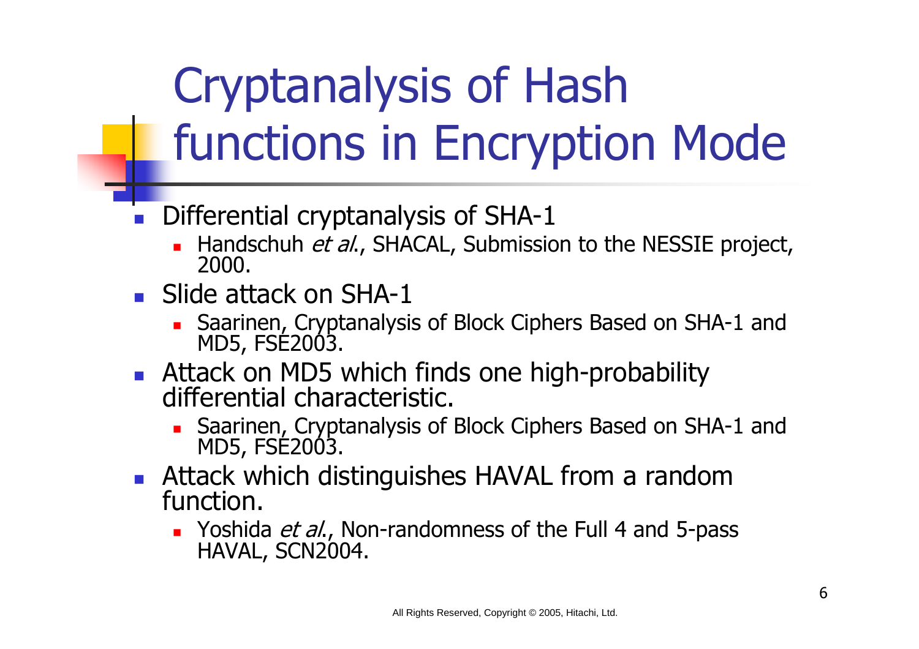# Cryptanalysis of Hash functions in Encryption Mode

- Differential cryptanalysis of SHA-1
  - Handschuh *et al.*, SHACAL, Submission to the NESSIE project, 2000.
- Slide attack on SHA-1
  - Saarinen, Cryptanalysis of Block Ciphers Based on SHA-1 and MD5, FSE2003.
- Attack on MD5 which finds one high-probability differential characteristic.
  - Saarinen, Cryptanalysis of Block Ciphers Based on SHA-1 and MD5, FSE2003.
- Attack which distinguishes HAVAL from a random function.
  - Yoshida *et al.*, Non-randomness of the Full 4 and 5-pass HAVAL, SCN2004.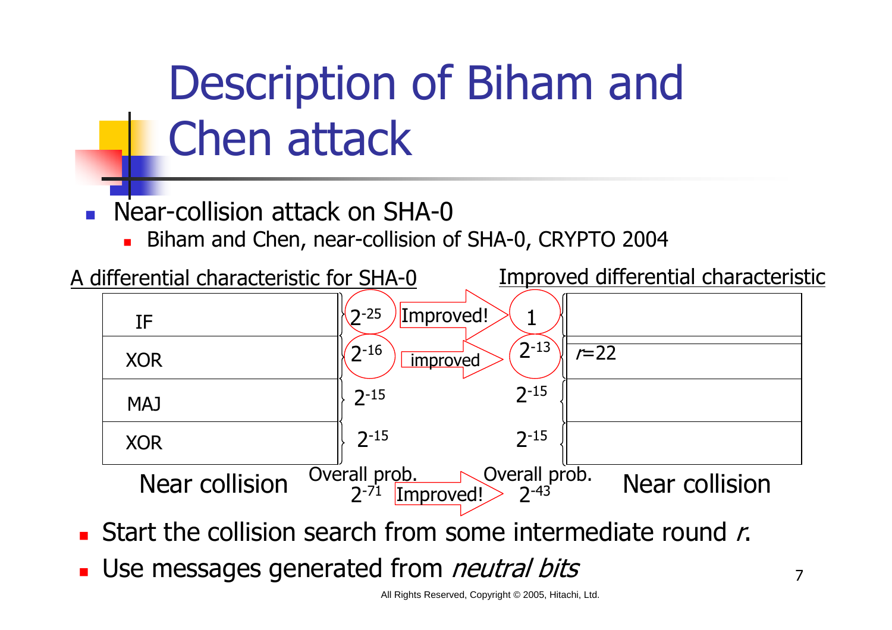# Description of Biham and Chen attack

- Near-collision attack on SHA-0
  - Biham and Chen, near-collision of SHA-0, CRYPTO 2004

| A differential characteristic for SHA-0 | Probability | | Improved probability | Improved differential characteristic |
|---|---|---|---|---|
| IF | $2^{-25}$ | Improved! | 1 | |
| XOR | $2^{-16}$ | improved | $2^{-13}$ | $r$=22 |
| MAJ | $2^{-15}$ | | $2^{-15}$ | |
| XOR | $2^{-15}$ | | $2^{-15}$ | |
| Near collision | Overall prob. $2^{-71}$ | Improved! | Overall prob. $2^{-43}$ | Near collision |

- Start the collision search from some intermediate round $r$.
- Use messages generated from *neutral bits*

All Rights Reserved, Copyright © 2005, Hitachi, Ltd.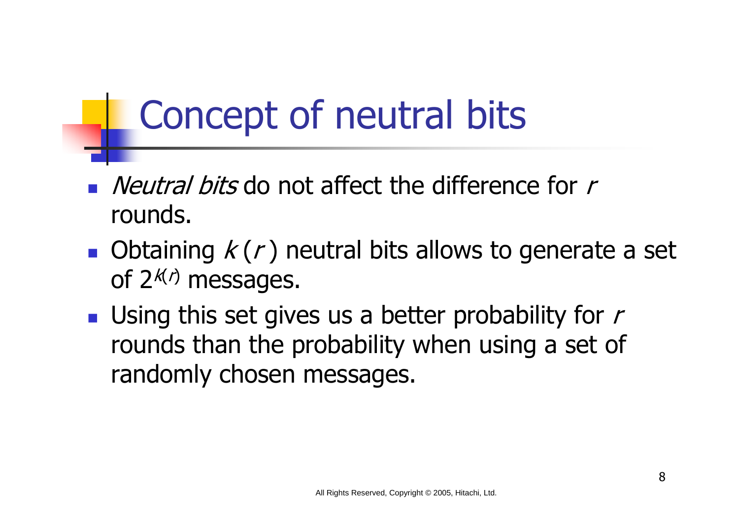# Concept of neutral bits

- *Neutral bits* do not affect the difference for $r$ rounds.
- Obtaining $k(r)$ neutral bits allows to generate a set of $2^{k(r)}$ messages.
- Using this set gives us a better probability for $r$ rounds than the probability when using a set of randomly chosen messages.

All Rights Reserved, Copyright © 2005, Hitachi, Ltd.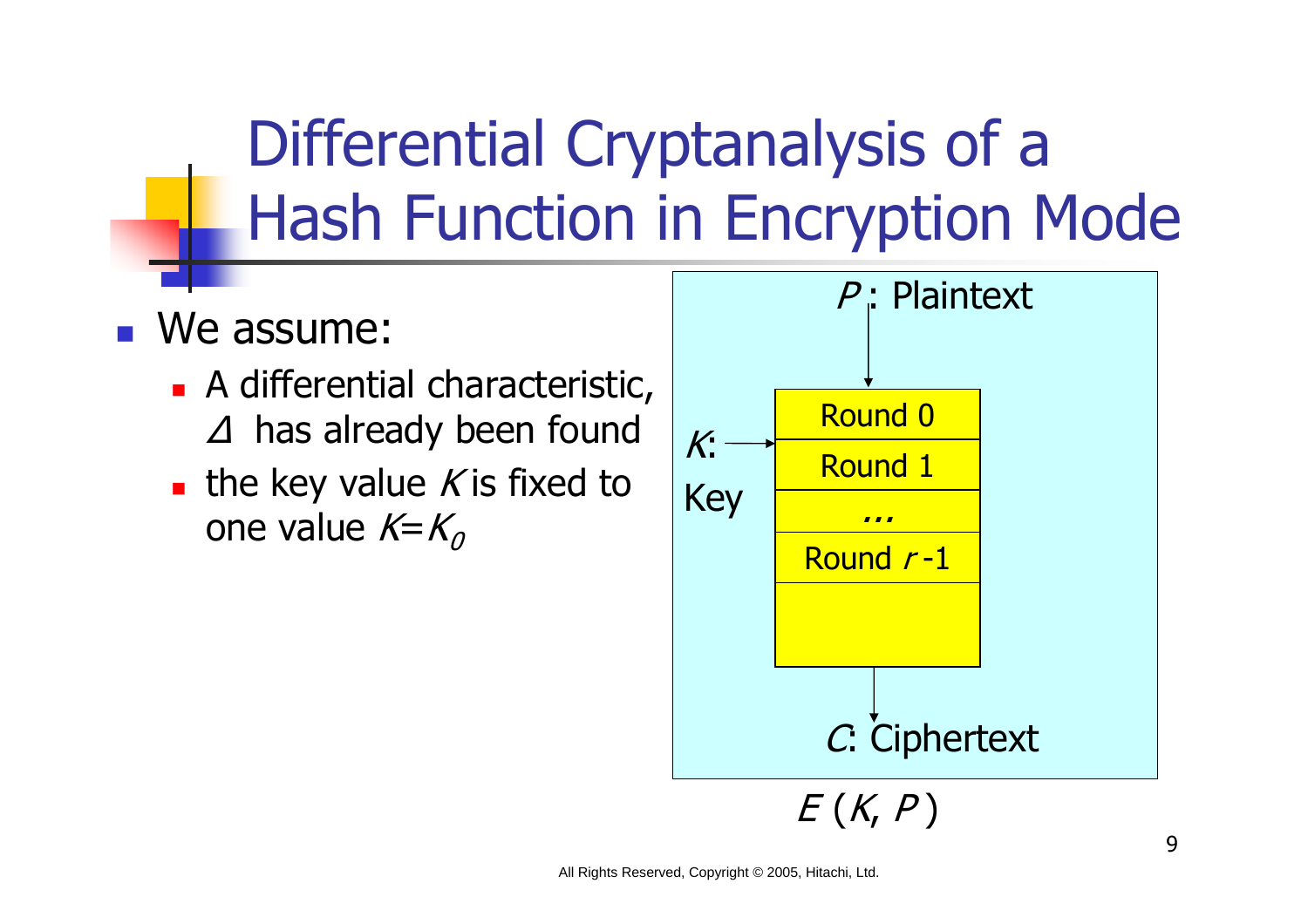# Differential Cryptanalysis of a Hash Function in Encryption Mode

- We assume:
  - A differential characteristic, $\Delta$ has already been found
  - the key value $K$ is fixed to one value $K=K_0$

$P$: Plaintext

$K$: Key

Round 0

Round 1

...

Round $r$-1

$C$: Ciphertext

$E(K, P)$

All Rights Reserved, Copyright © 2005, Hitachi, Ltd.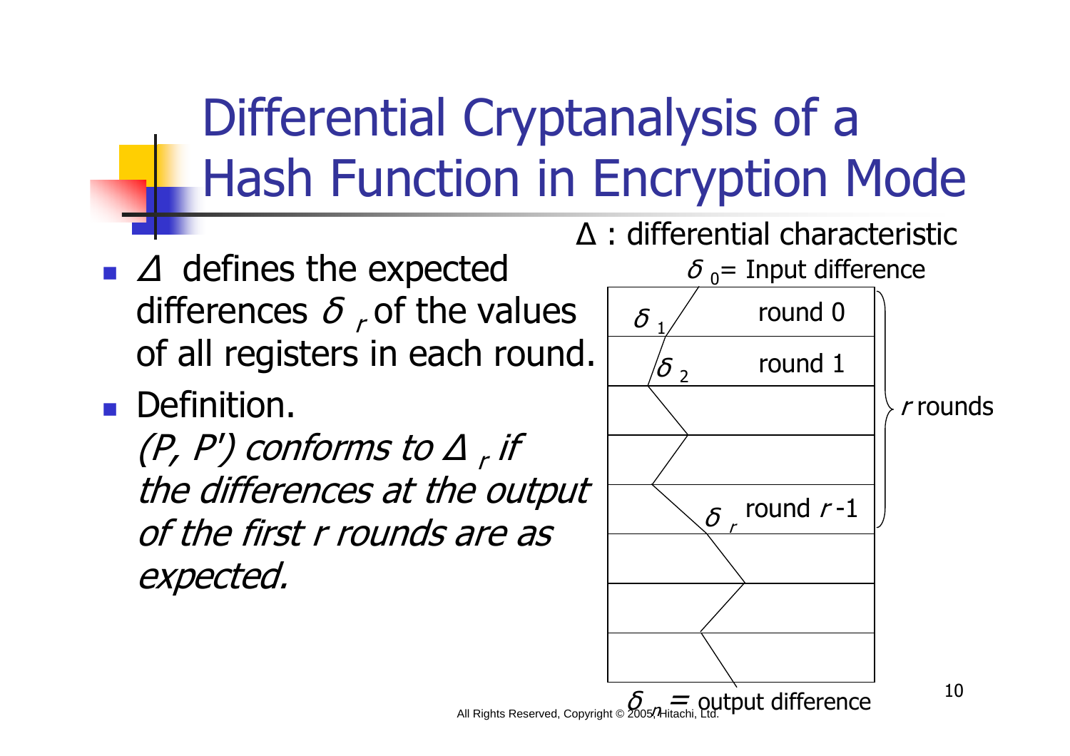# Differential Cryptanalysis of a Hash Function in Encryption Mode

- $\Delta$ defines the expected differences $\delta_r$ of the values of all registers in each round.
- Definition.
  *(P, P') conforms to $\Delta_r$ if the differences at the output of the first r rounds are as expected.*

$\Delta$ : differential characteristic

$\delta_0$= Input difference

$\delta_1$ round 0

$\delta_2$ round 1

$\delta_r$ round $r$ -1

$r$ rounds

$\delta_n$ = output difference

All Rights Reserved, Copyright © 2005, Hitachi, Ltd.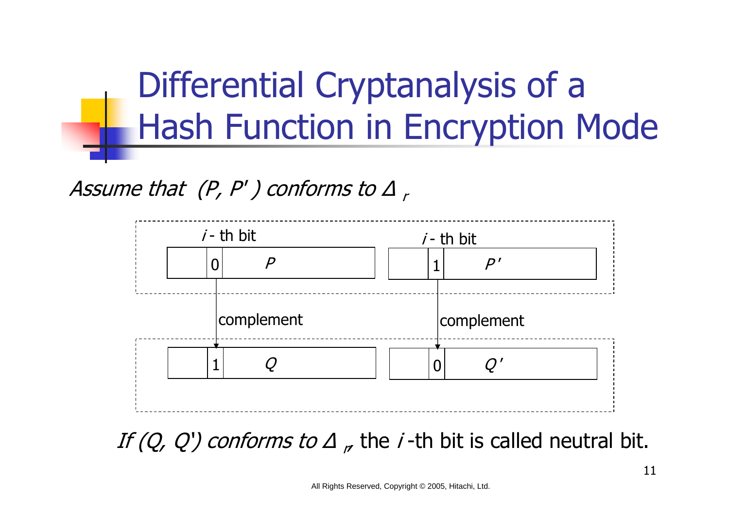# Differential Cryptanalysis of a Hash Function in Encryption Mode

*Assume that* $(P, P')$ *conforms to* $\Delta_r$

| | *i* - th bit | |
|---|---|---|
| | 0 | $P$ |

| | *i* - th bit | |
|---|---|---|
| | 1 | $P'$ |

↓ complement ↓

| | | |
|---|---|---|
| | 1 | $Q$ |

| | | |
|---|---|---|
| | 0 | $Q'$ |

*If* $(Q, Q')$ *conforms to* $\Delta_r$, the $i$-th bit is called neutral bit.

All Rights Reserved, Copyright © 2005, Hitachi, Ltd.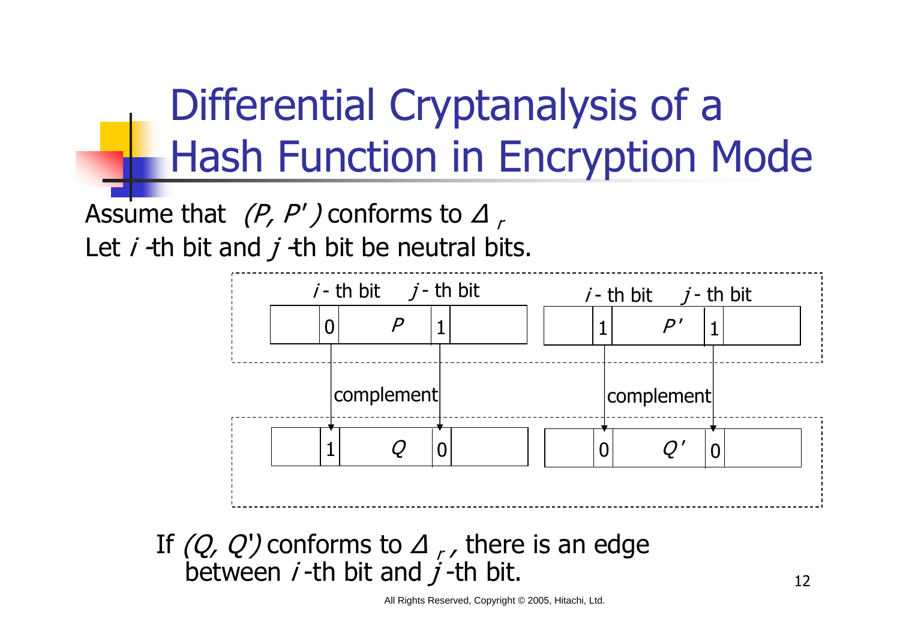# Differential Cryptanalysis of a Hash Function in Encryption Mode

Assume that $(P, P')$ conforms to $\Delta_r$

Let $i$-th bit and $j$-th bit be neutral bits.

| | $i$ - th bit | | $j$ - th bit | |
|---|---|---|---|---|
| | 0 | $P$ | 1 | |

| | $i$ - th bit | | $j$ - th bit | |
|---|---|---|---|---|
| | 1 | $P'$ | 1 | |

complement

complement

| | | | | |
|---|---|---|---|---|
| | 1 | $Q$ | 0 | |

| | | | | |
|---|---|---|---|---|
| | 0 | $Q'$ | 0 | |

If $(Q, Q')$ conforms to $\Delta_r$, there is an edge between $i$-th bit and $j$-th bit.

All Rights Reserved, Copyright © 2005, Hitachi, Ltd.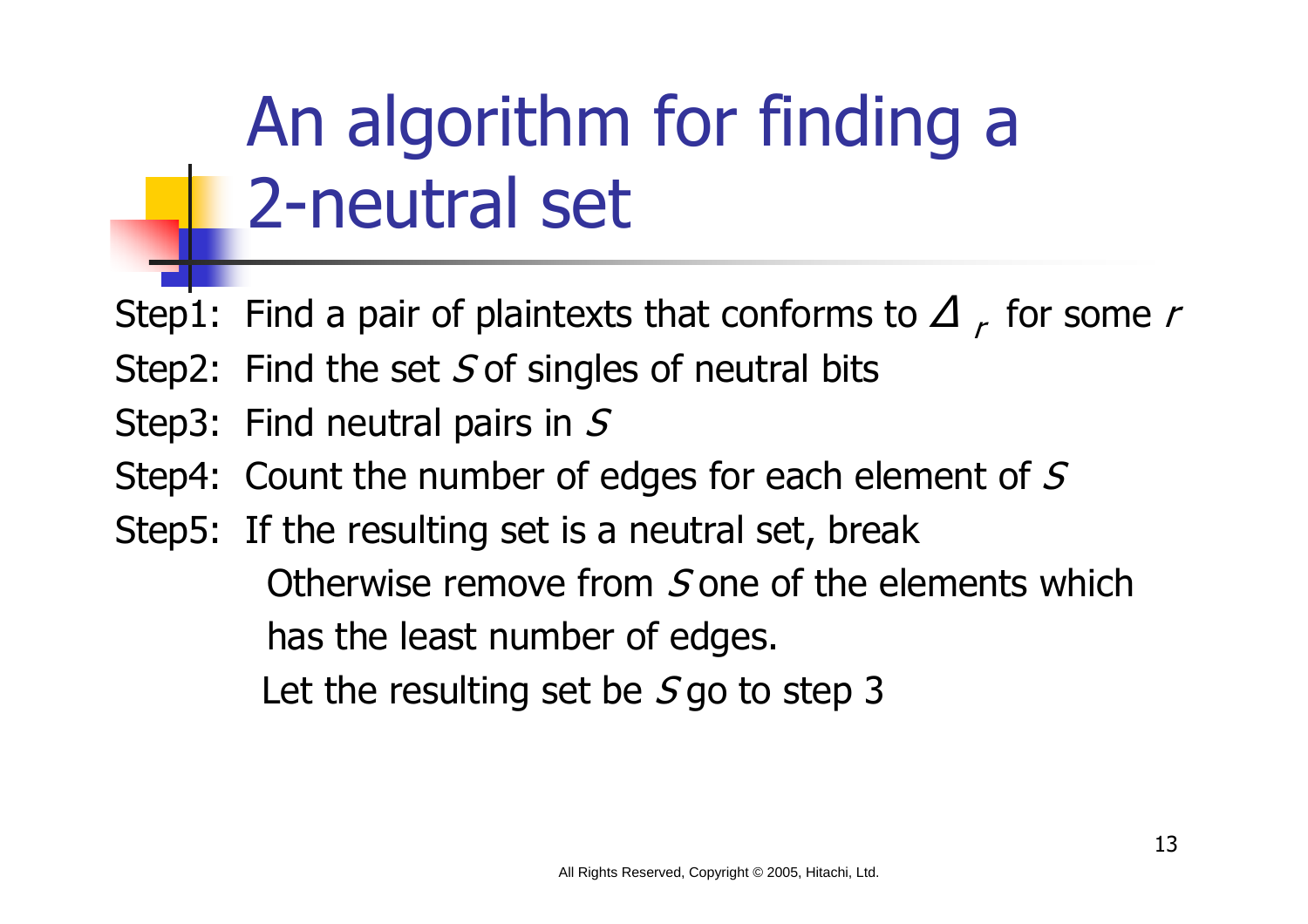# An algorithm for finding a 2-neutral set

Step1: Find a pair of plaintexts that conforms to $\Delta_r$ for some $r$

Step2: Find the set $S$ of singles of neutral bits

Step3: Find neutral pairs in $S$

Step4: Count the number of edges for each element of $S$

Step5: If the resulting set is a neutral set, break

Otherwise remove from $S$ one of the elements which has the least number of edges.

Let the resulting set be $S$ go to step 3

All Rights Reserved, Copyright © 2005, Hitachi, Ltd.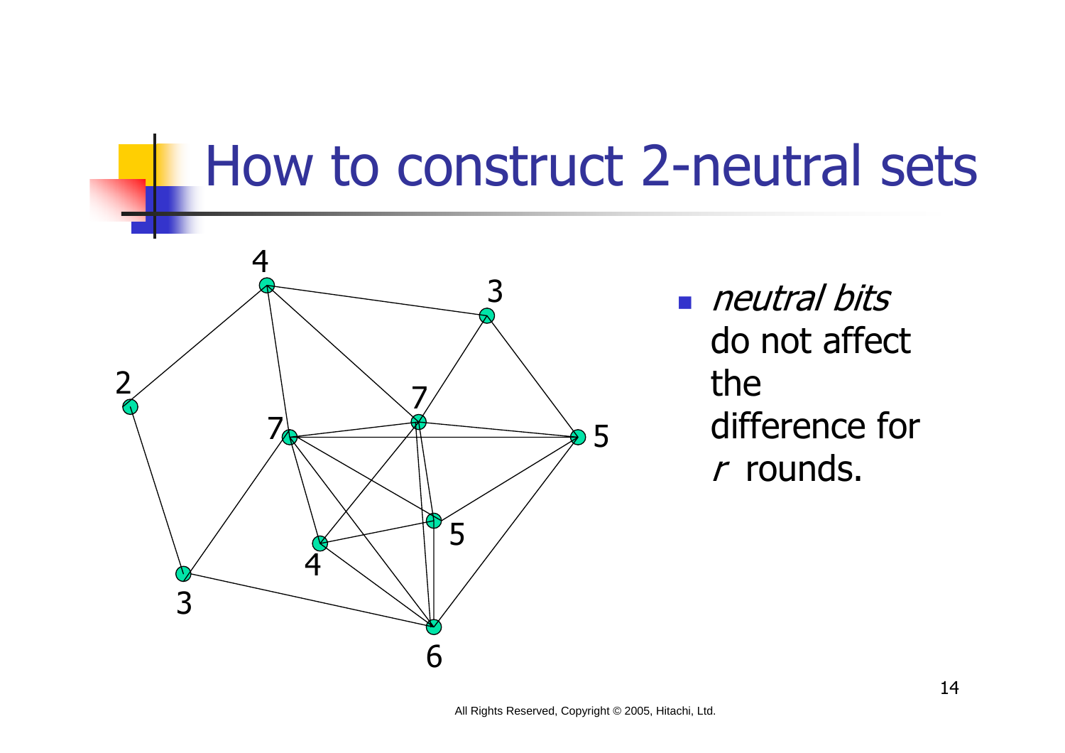# How to construct 2-neutral sets

- *neutral bits* do not affect the difference for *r* rounds.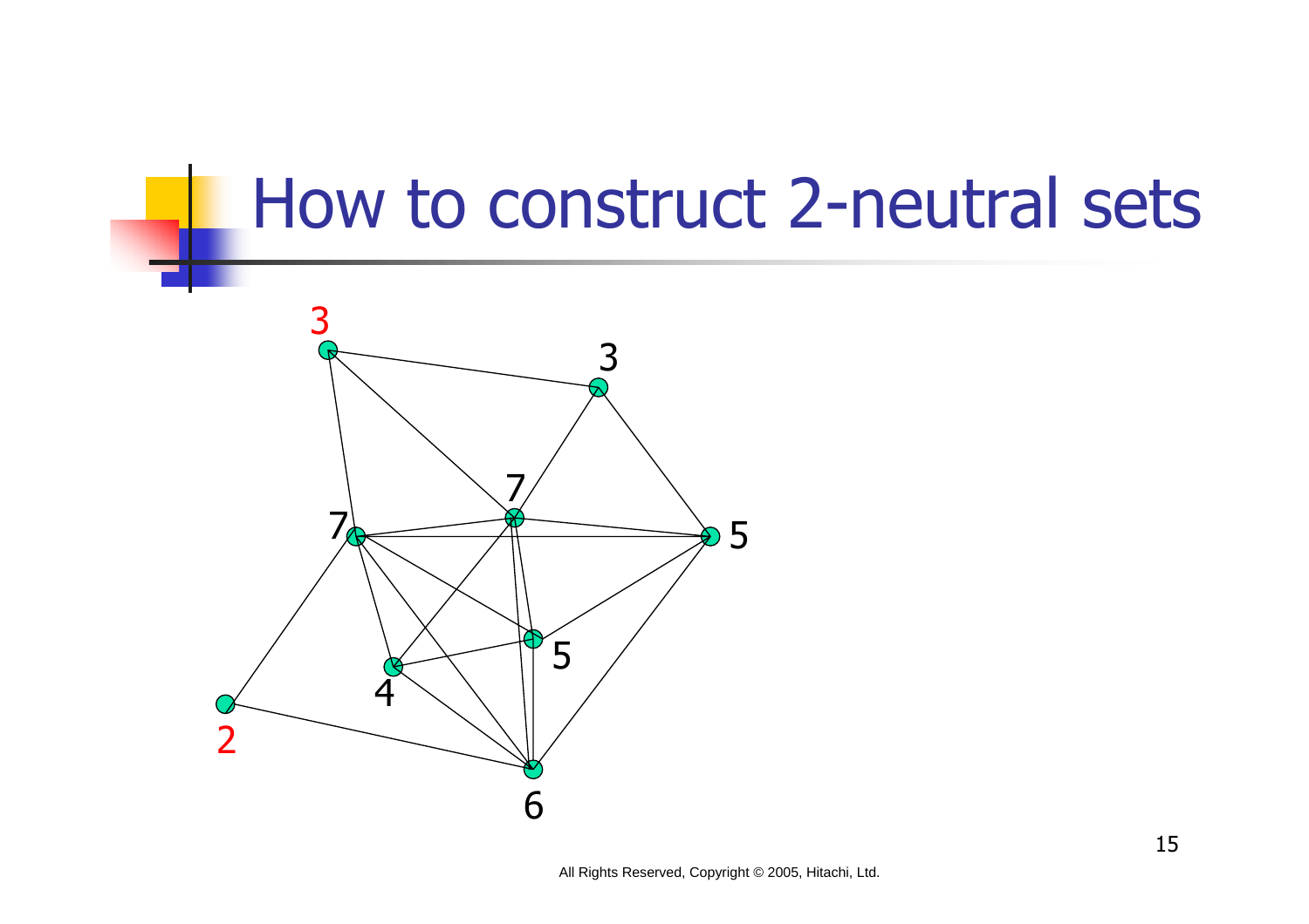# How to construct 2-neutral sets

3

3

7

7

5

5

4

2

6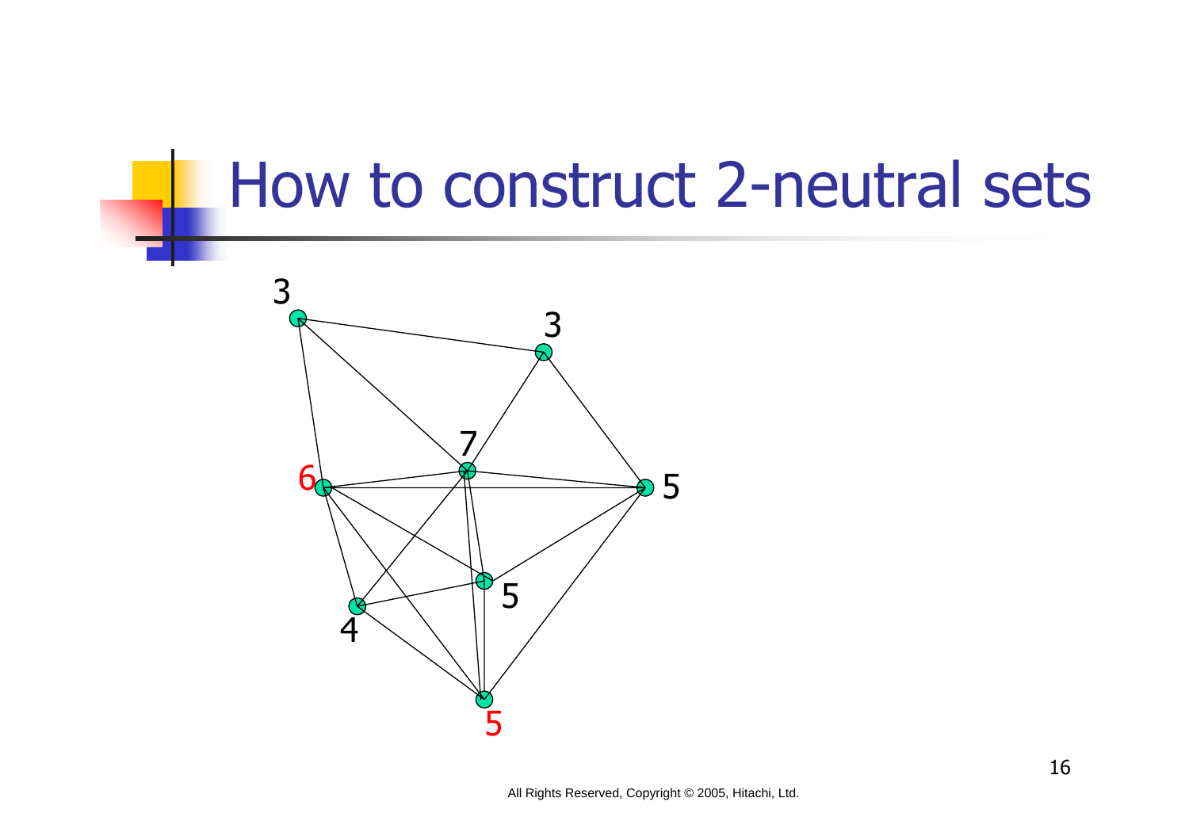# How to construct 2-neutral sets

3 3 7 6 5 5 4 5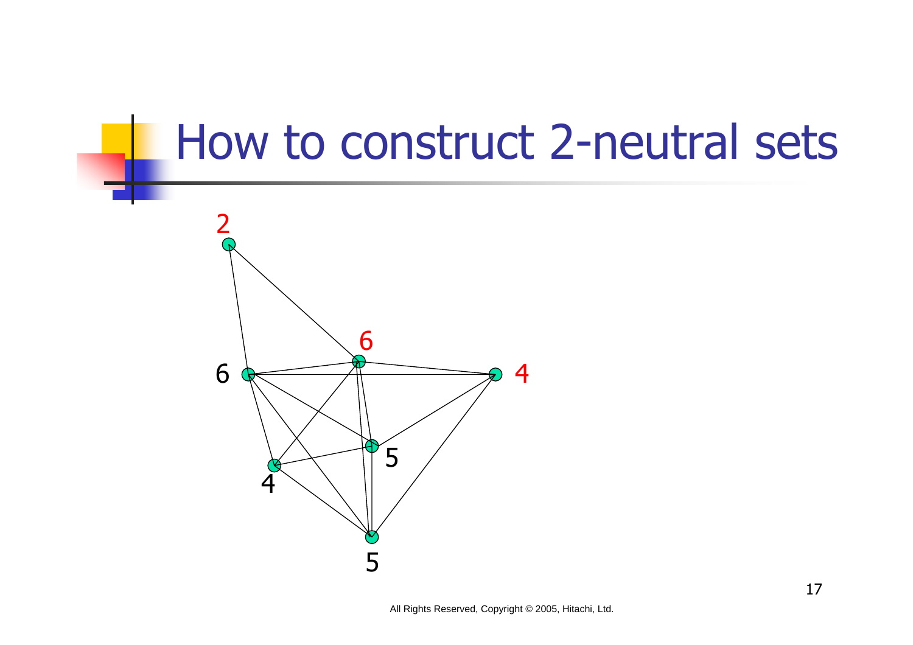# How to construct 2-neutral sets

2

6

6

4

5

4

5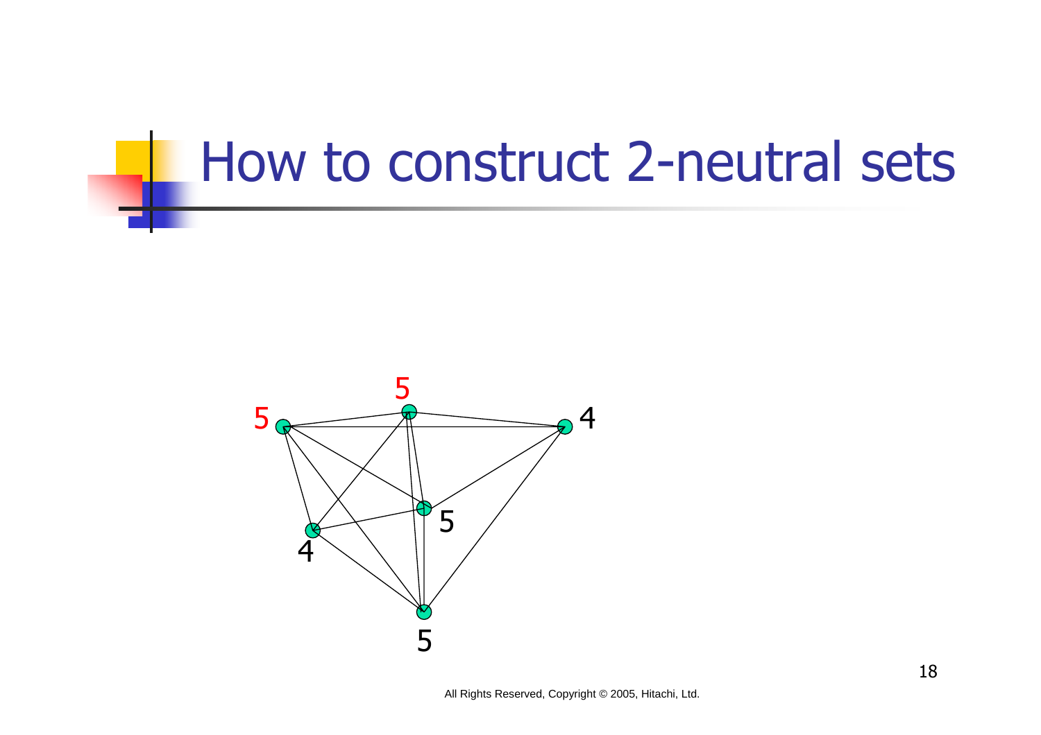# How to construct 2-neutral sets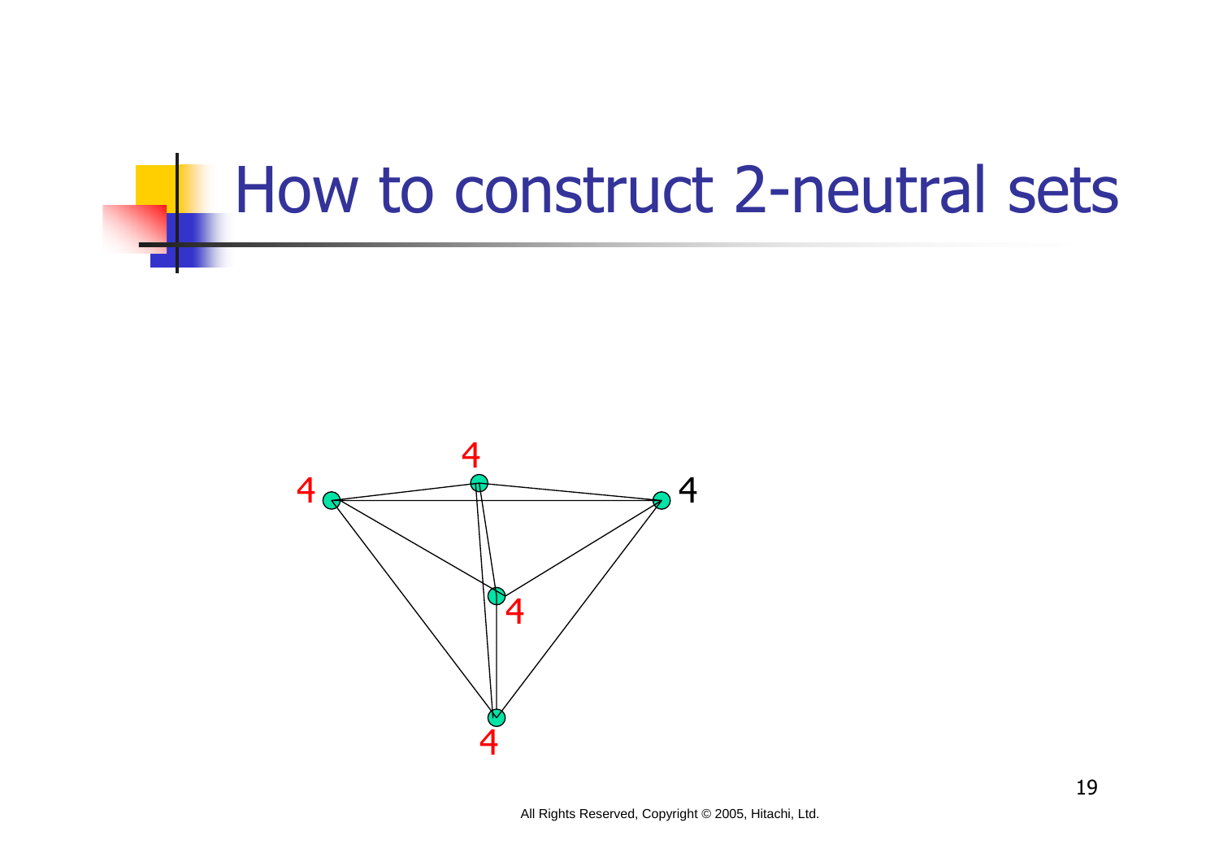# How to construct 2-neutral sets

4

4

4

4

4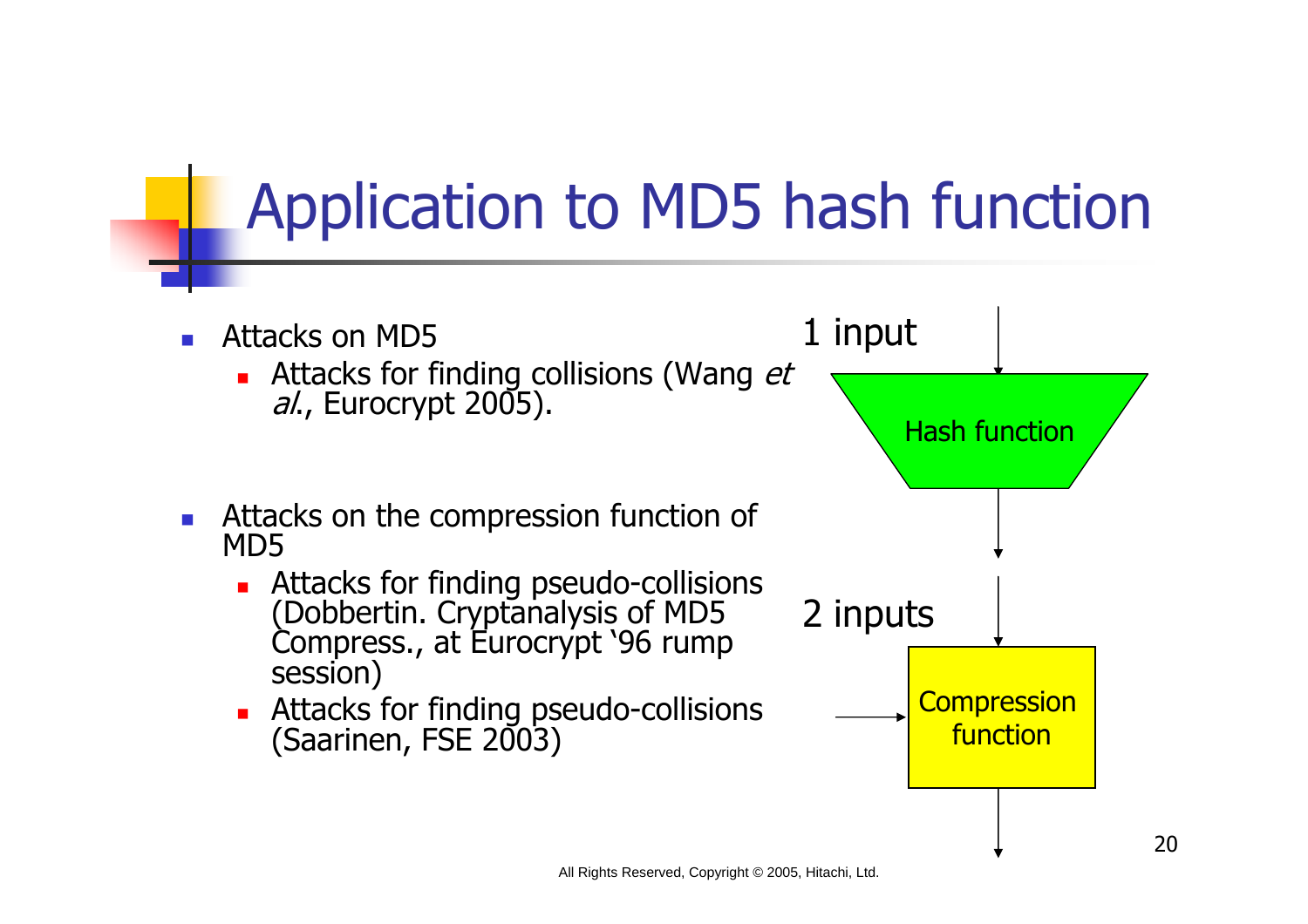# Application to MD5 hash function

- Attacks on MD5
  - Attacks for finding collisions (Wang *et al.*, Eurocrypt 2005).
- Attacks on the compression function of MD5
  - Attacks for finding pseudo-collisions (Dobbertin. Cryptanalysis of MD5 Compress., at Eurocrypt '96 rump session)
  - Attacks for finding pseudo-collisions (Saarinen, FSE 2003)

1 input

Hash function

2 inputs

Compression function

All Rights Reserved, Copyright © 2005, Hitachi, Ltd.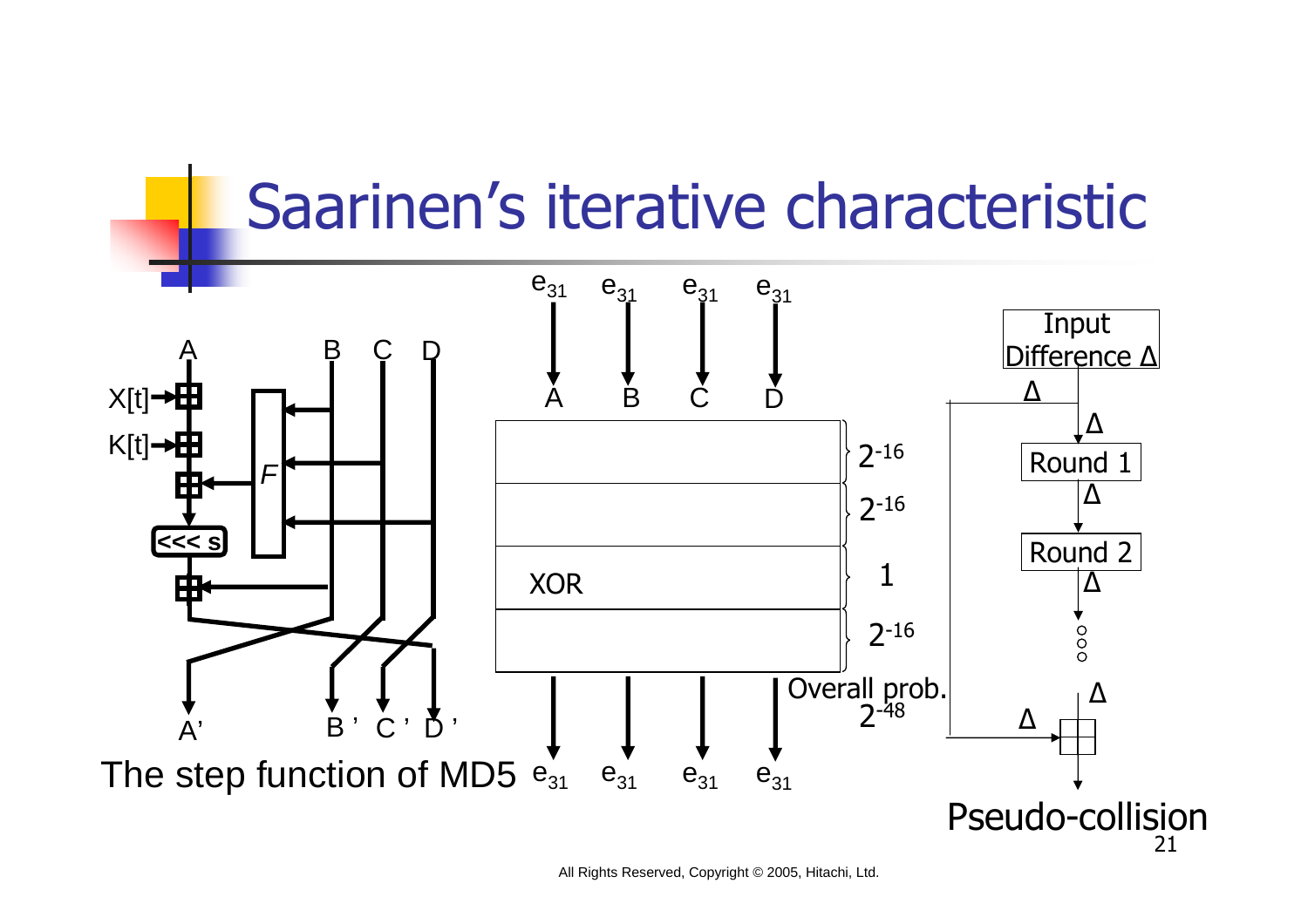# Saarinen's iterative characteristic

A B C D

$X[t]$

$K[t]$

$F$

<<< s

A' B' C' D'

The step function of MD5

$e_{31}$ $e_{31}$ $e_{31}$ $e_{31}$

A B C D

$2^{-16}$

$2^{-16}$

XOR 1

$2^{-16}$

Overall prob. $2^{-48}$

$e_{31}$ $e_{31}$ $e_{31}$ $e_{31}$

Input Difference $\Delta$

$\Delta$

$\Delta$

Round 1

$\Delta$

Round 2

$\Delta$

$\Delta$

$\Delta$

Pseudo-collision

All Rights Reserved, Copyright © 2005, Hitachi, Ltd.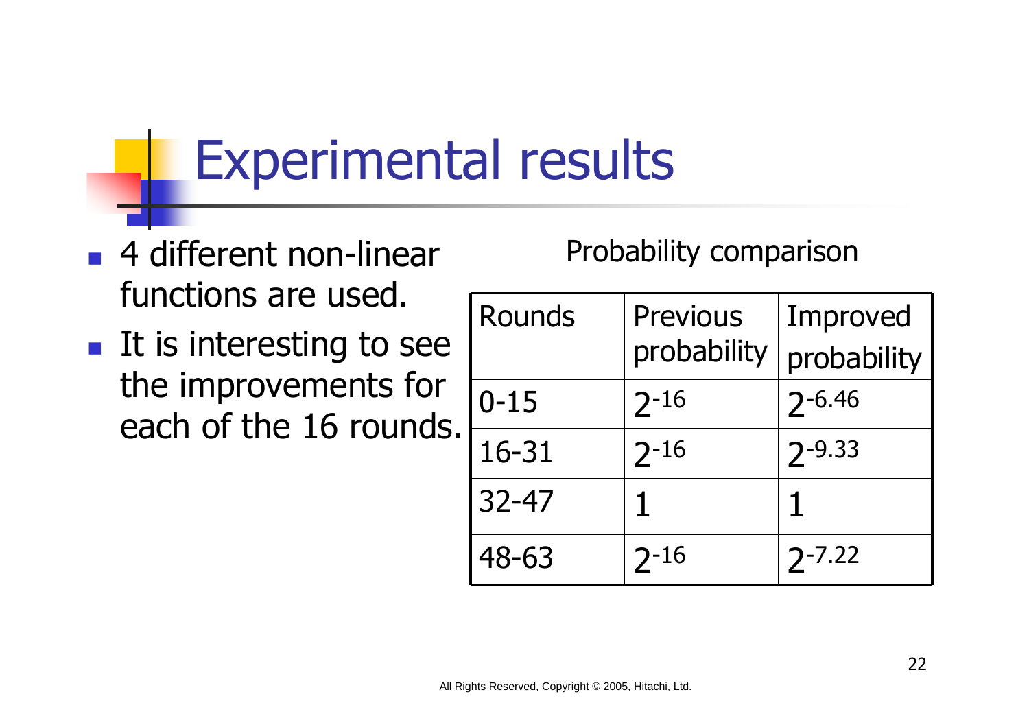# Experimental results

- 4 different non-linear functions are used.
- It is interesting to see the improvements for each of the 16 rounds.

Probability comparison

| Rounds | Previous probability | Improved probability |
|---|---|---|
| 0-15 | $2^{-16}$ | $2^{-6.46}$ |
| 16-31 | $2^{-16}$ | $2^{-9.33}$ |
| 32-47 | 1 | 1 |
| 48-63 | $2^{-16}$ | $2^{-7.22}$ |

All Rights Reserved, Copyright © 2005, Hitachi, Ltd.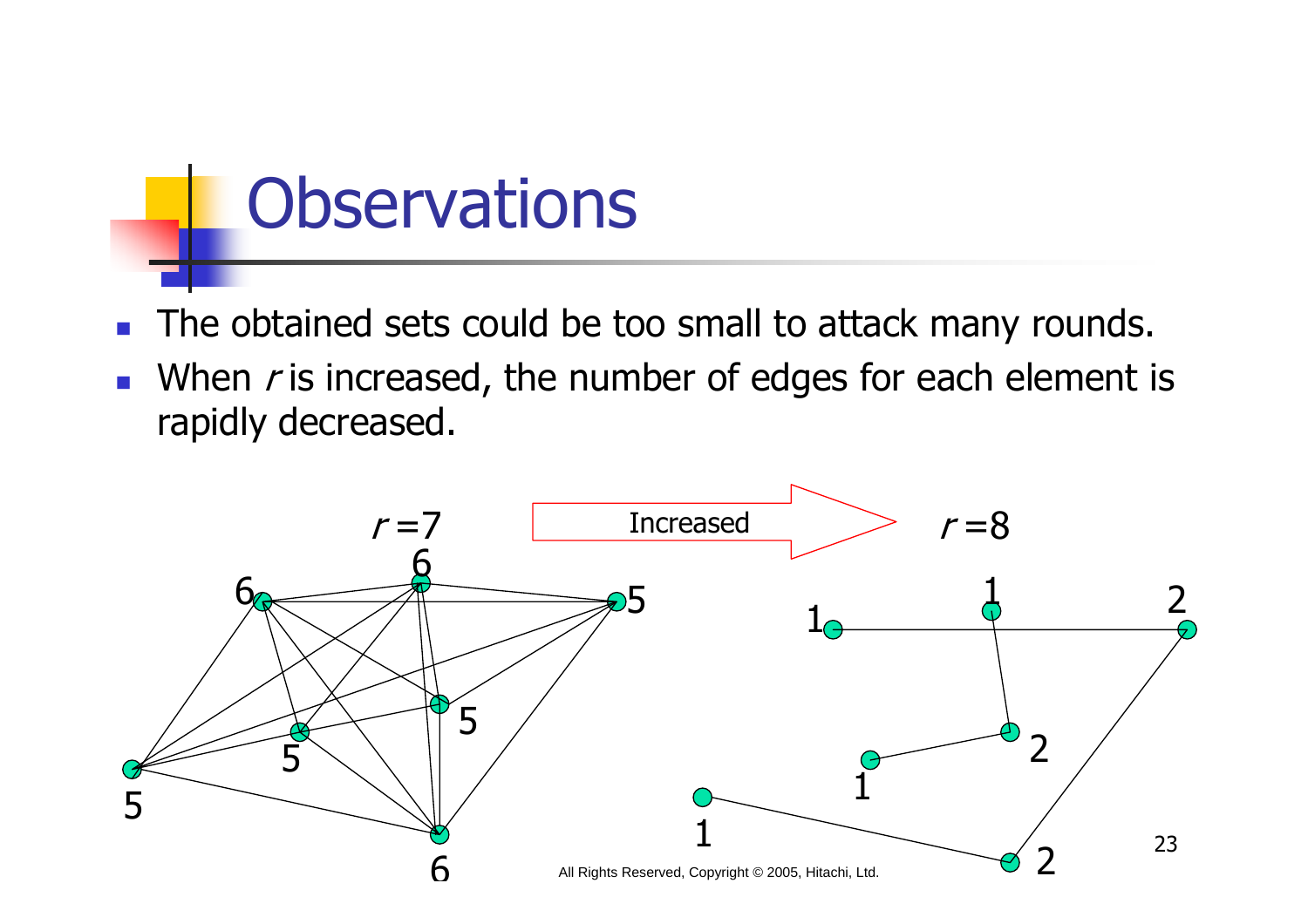# Observations

- The obtained sets could be too small to attack many rounds.
- When $r$ is increased, the number of edges for each element is rapidly decreased.

$r=7$ → Increased → $r=8$

All Rights Reserved, Copyright © 2005, Hitachi, Ltd.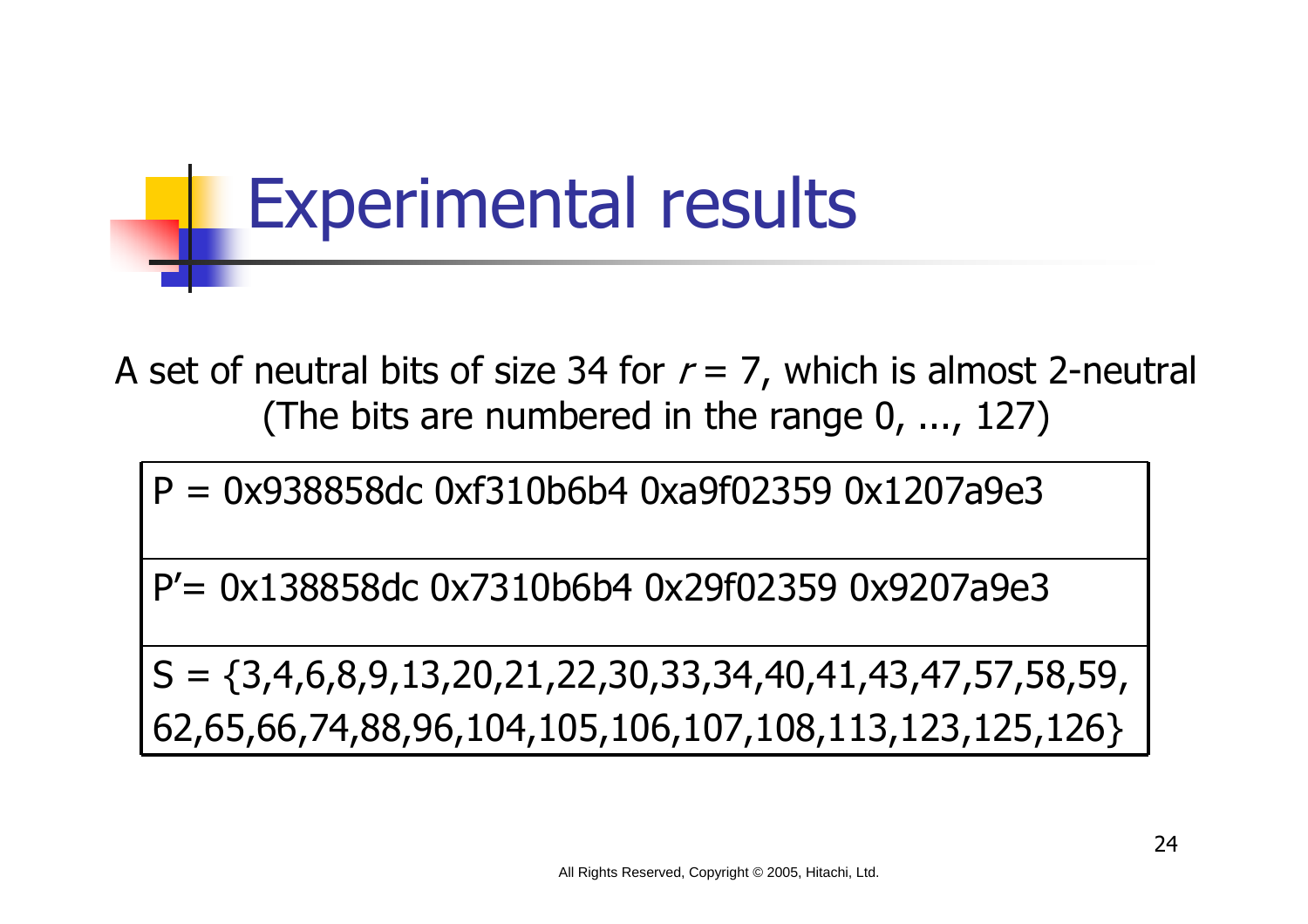# Experimental results

A set of neutral bits of size 34 for $r = 7$, which is almost 2-neutral
(The bits are numbered in the range 0, ..., 127)

| P = 0x938858dc 0xf310b6b4 0xa9f02359 0x1207a9e3 |
|---|
| P'= 0x138858dc 0x7310b6b4 0x29f02359 0x9207a9e3 |
| S = {3,4,6,8,9,13,20,21,22,30,33,34,40,41,43,47,57,58,59, 62,65,66,74,88,96,104,105,106,107,108,113,123,125,126} |

All Rights Reserved, Copyright © 2005, Hitachi, Ltd.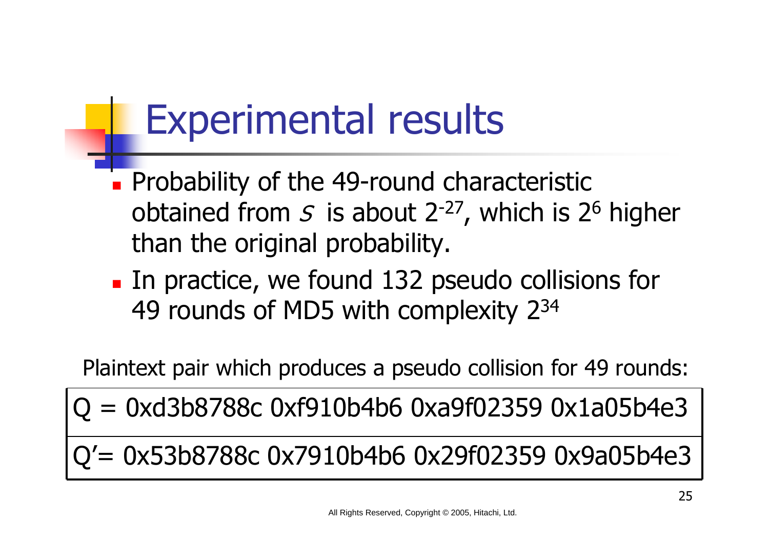# Experimental results

- Probability of the 49-round characteristic obtained from $S$ is about $2^{-27}$, which is $2^{6}$ higher than the original probability.
- In practice, we found 132 pseudo collisions for 49 rounds of MD5 with complexity $2^{34}$

Plaintext pair which produces a pseudo collision for 49 rounds:

| Q = 0xd3b8788c 0xf910b4b6 0xa9f02359 0x1a05b4e3 |
|---|
| Q'= 0x53b8788c 0x7910b4b6 0x29f02359 0x9a05b4e3 |

All Rights Reserved, Copyright © 2005, Hitachi, Ltd.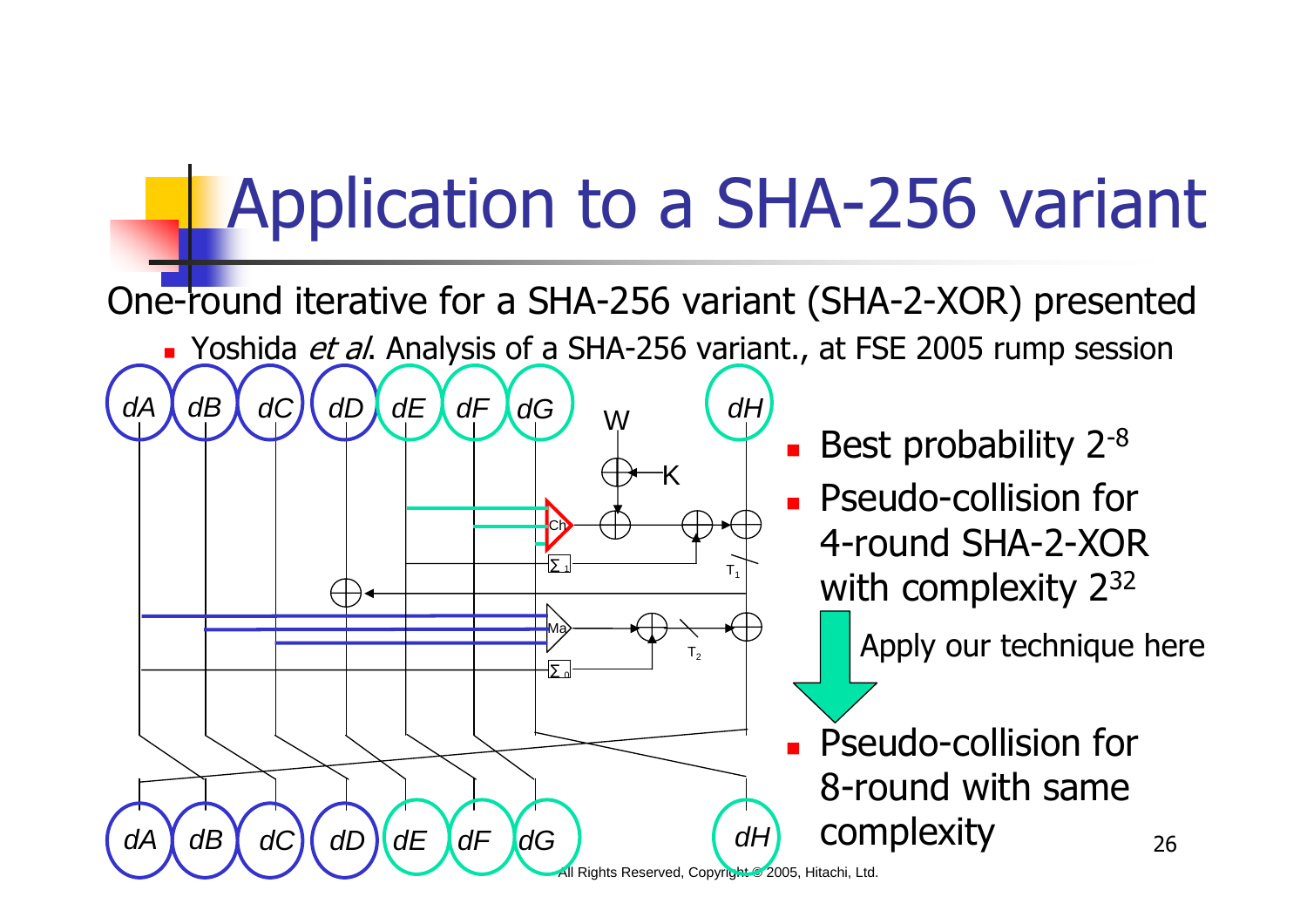# Application to a SHA-256 variant

One-round iterative for a SHA-256 variant (SHA-2-XOR) presented

- Yoshida *et al*. Analysis of a SHA-256 variant., at FSE 2005 rump session

- Best probability $2^{-8}$
- Pseudo-collision for 4-round SHA-2-XOR with complexity $2^{32}$

Apply our technique here

- Pseudo-collision for 8-round with same complexity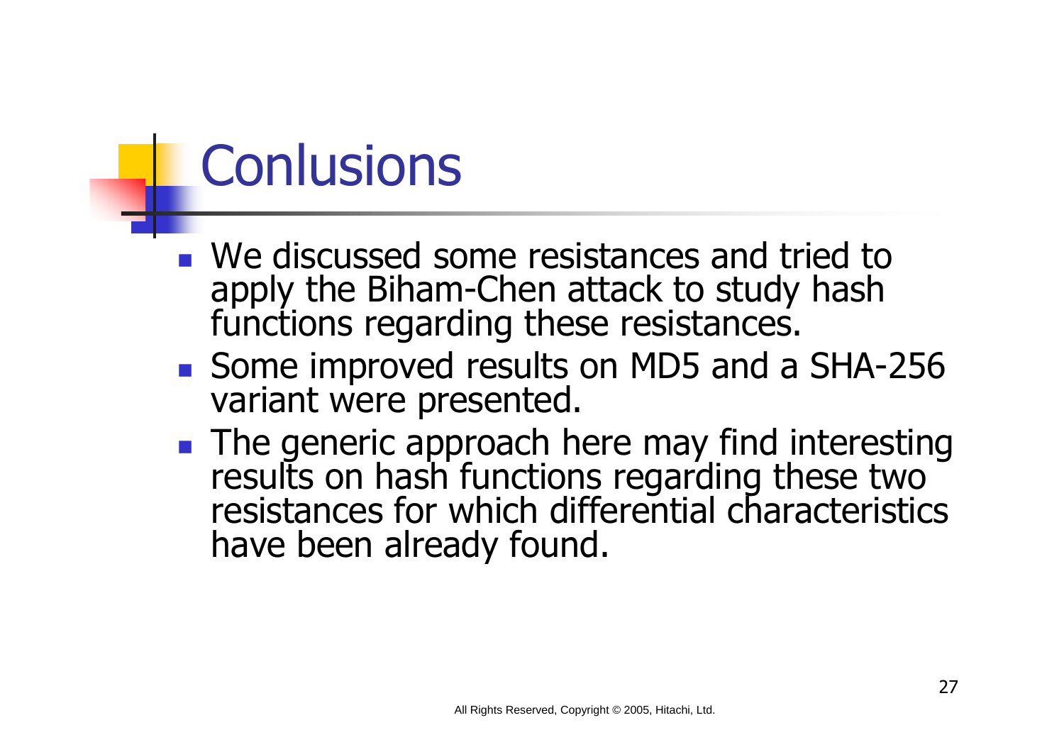# Conlusions

- We discussed some resistances and tried to apply the Biham-Chen attack to study hash functions regarding these resistances.
- Some improved results on MD5 and a SHA-256 variant were presented.
- The generic approach here may find interesting results on hash functions regarding these two resistances for which differential characteristics have been already found.

All Rights Reserved, Copyright © 2005, Hitachi, Ltd.